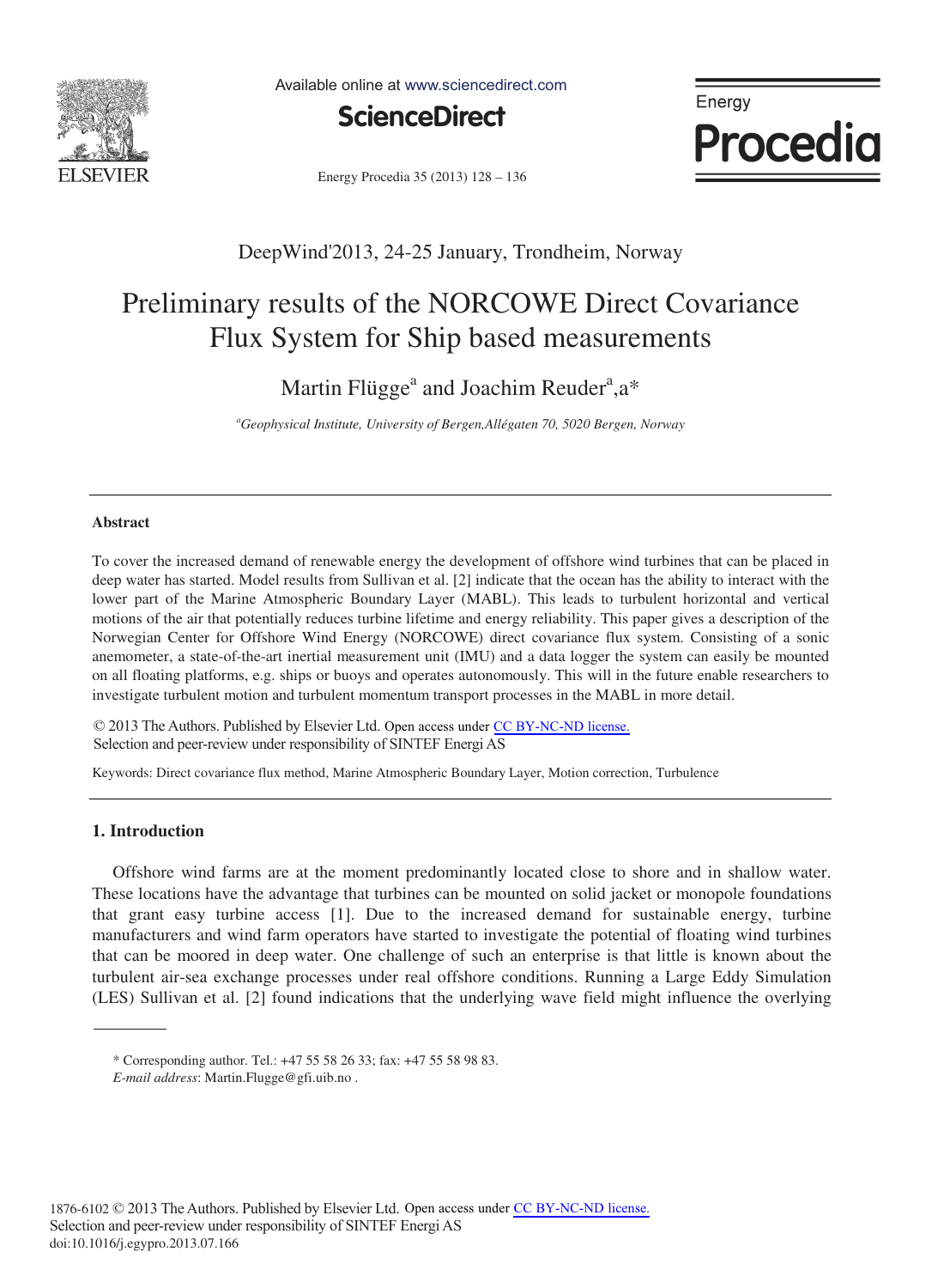DeepWind'2013, 24-25 January, Trondheim, Norway

# Preliminary results of the NORCOWE Direct Covariance Flux System for Ship based measurements

Martin Flügge[a] and Joachim Reuder[a],a*

[a]*Geophysical Institute, University of Bergen,Allégaten 70, 5020 Bergen, Norway*

---

### Abstract

To cover the increased demand of renewable energy the development of offshore wind turbines that can be placed in deep water has started. Model results from Sullivan et al. [2] indicate that the ocean has the ability to interact with the lower part of the Marine Atmospheric Boundary Layer (MABL). This leads to turbulent horizontal and vertical motions of the air that potentially reduces turbine lifetime and energy reliability. This paper gives a description of the Norwegian Center for Offshore Wind Energy (NORCOWE) direct covariance flux system. Consisting of a sonic anemometer, a state-of-the-art inertial measurement unit (IMU) and a data logger the system can easily be mounted on all floating platforms, e.g. ships or buoys and operates autonomously. This will in the future enable researchers to investigate turbulent motion and turbulent momentum transport processes in the MABL in more detail.

© 2013 The Authors. Published by Elsevier Ltd. Open access under CC BY-NC-ND license.
Selection and peer-review under responsibility of SINTEF Energi AS

Keywords: Direct covariance flux method, Marine Atmospheric Boundary Layer, Motion correction, Turbulence

---

## 1. Introduction

Offshore wind farms are at the moment predominantly located close to shore and in shallow water. These locations have the advantage that turbines can be mounted on solid jacket or monopole foundations that grant easy turbine access [1]. Due to the increased demand for sustainable energy, turbine manufacturers and wind farm operators have started to investigate the potential of floating wind turbines that can be moored in deep water. One challenge of such an enterprise is that little is known about the turbulent air-sea exchange processes under real offshore conditions. Running a Large Eddy Simulation (LES) Sullivan et al. [2] found indications that the underlying wave field might influence the overlying

---

\* Corresponding author. Tel.: +47 55 58 26 33; fax: +47 55 58 98 83.
*E-mail address*: Martin.Flugge@gfi.uib.no .

1876-6102 © 2013 The Authors. Published by Elsevier Ltd. Open access under CC BY-NC-ND license.
Selection and peer-review under responsibility of SINTEF Energi AS
doi:10.1016/j.egypro.2013.07.166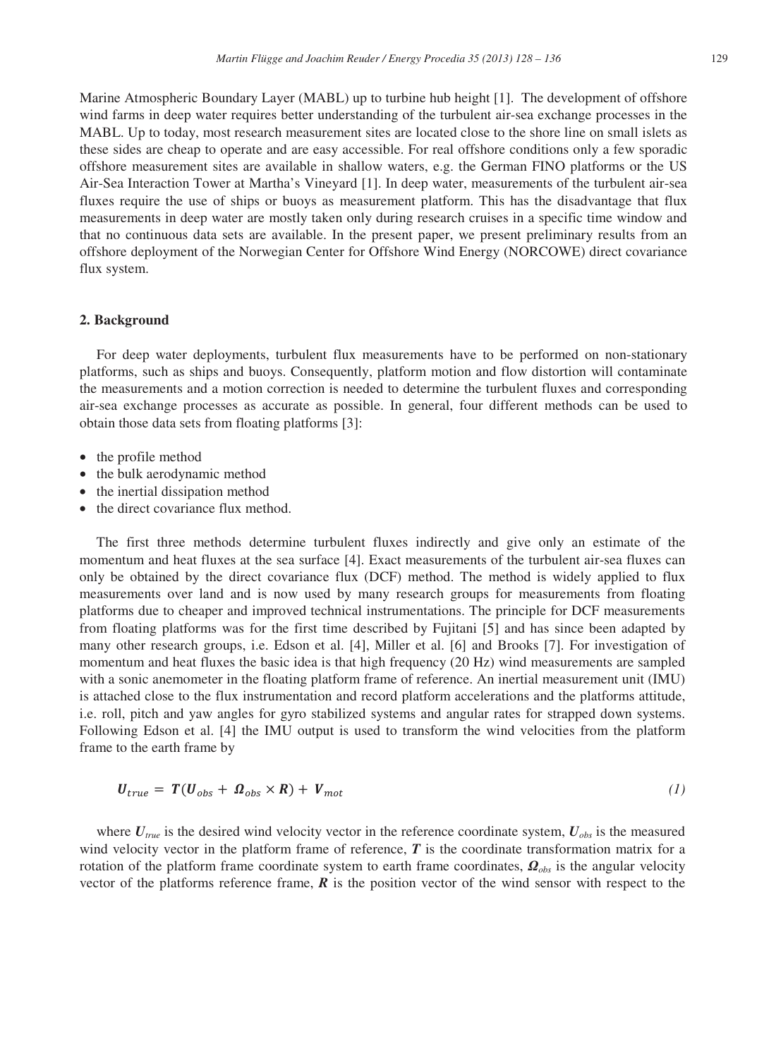Marine Atmospheric Boundary Layer (MABL) up to turbine hub height [1]. The development of offshore wind farms in deep water requires better understanding of the turbulent air-sea exchange processes in the MABL. Up to today, most research measurement sites are located close to the shore line on small islets as these sides are cheap to operate and are easy accessible. For real offshore conditions only a few sporadic offshore measurement sites are available in shallow waters, e.g. the German FINO platforms or the US Air-Sea Interaction Tower at Martha's Vineyard [1]. In deep water, measurements of the turbulent air-sea fluxes require the use of ships or buoys as measurement platform. This has the disadvantage that flux measurements in deep water are mostly taken only during research cruises in a specific time window and that no continuous data sets are available. In the present paper, we present preliminary results from an offshore deployment of the Norwegian Center for Offshore Wind Energy (NORCOWE) direct covariance flux system.

## 2. Background

For deep water deployments, turbulent flux measurements have to be performed on non-stationary platforms, such as ships and buoys. Consequently, platform motion and flow distortion will contaminate the measurements and a motion correction is needed to determine the turbulent fluxes and corresponding air-sea exchange processes as accurate as possible. In general, four different methods can be used to obtain those data sets from floating platforms [3]:

- the profile method
- the bulk aerodynamic method
- the inertial dissipation method
- the direct covariance flux method.

The first three methods determine turbulent fluxes indirectly and give only an estimate of the momentum and heat fluxes at the sea surface [4]. Exact measurements of the turbulent air-sea fluxes can only be obtained by the direct covariance flux (DCF) method. The method is widely applied to flux measurements over land and is now used by many research groups for measurements from floating platforms due to cheaper and improved technical instrumentations. The principle for DCF measurements from floating platforms was for the first time described by Fujitani [5] and has since been adapted by many other research groups, i.e. Edson et al. [4], Miller et al. [6] and Brooks [7]. For investigation of momentum and heat fluxes the basic idea is that high frequency (20 Hz) wind measurements are sampled with a sonic anemometer in the floating platform frame of reference. An inertial measurement unit (IMU) is attached close to the flux instrumentation and record platform accelerations and the platforms attitude, i.e. roll, pitch and yaw angles for gyro stabilized systems and angular rates for strapped down systems. Following Edson et al. [4] the IMU output is used to transform the wind velocities from the platform frame to the earth frame by

$$\boldsymbol{U}_{true} = \boldsymbol{T}(\boldsymbol{U}_{obs} + \boldsymbol{\Omega}_{obs} \times \boldsymbol{R}) + \boldsymbol{V}_{mot} \tag{1}$$

where $\boldsymbol{U}_{true}$ is the desired wind velocity vector in the reference coordinate system, $\boldsymbol{U}_{obs}$ is the measured wind velocity vector in the platform frame of reference, $\boldsymbol{T}$ is the coordinate transformation matrix for a rotation of the platform frame coordinate system to earth frame coordinates, $\boldsymbol{\Omega}_{obs}$ is the angular velocity vector of the platforms reference frame, $\boldsymbol{R}$ is the position vector of the wind sensor with respect to the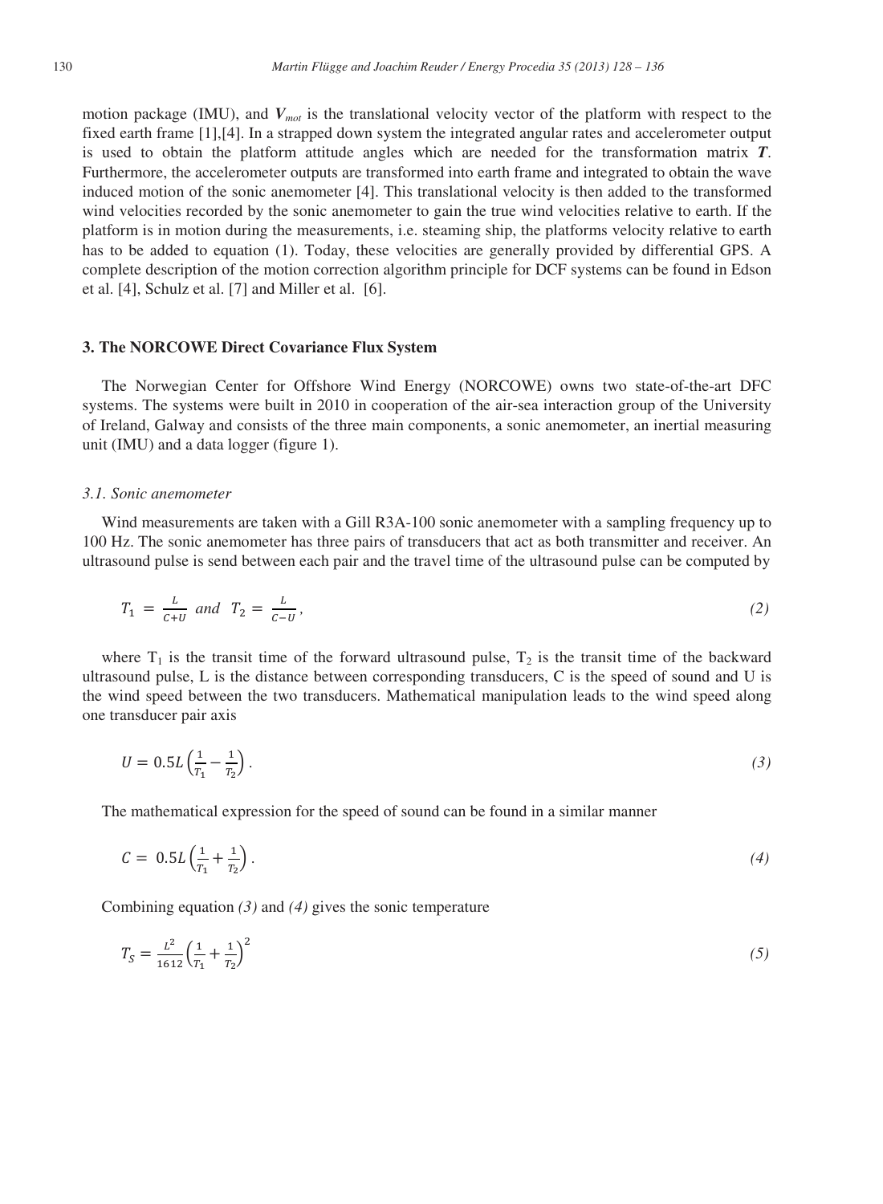motion package (IMU), and $\boldsymbol{V}_{mot}$ is the translational velocity vector of the platform with respect to the fixed earth frame [1],[4]. In a strapped down system the integrated angular rates and accelerometer output is used to obtain the platform attitude angles which are needed for the transformation matrix $\boldsymbol{T}$. Furthermore, the accelerometer outputs are transformed into earth frame and integrated to obtain the wave induced motion of the sonic anemometer [4]. This translational velocity is then added to the transformed wind velocities recorded by the sonic anemometer to gain the true wind velocities relative to earth. If the platform is in motion during the measurements, i.e. steaming ship, the platforms velocity relative to earth has to be added to equation (1). Today, these velocities are generally provided by differential GPS. A complete description of the motion correction algorithm principle for DCF systems can be found in Edson et al. [4], Schulz et al. [7] and Miller et al. [6].

## 3. The NORCOWE Direct Covariance Flux System

The Norwegian Center for Offshore Wind Energy (NORCOWE) owns two state-of-the-art DFC systems. The systems were built in 2010 in cooperation of the air-sea interaction group of the University of Ireland, Galway and consists of the three main components, a sonic anemometer, an inertial measuring unit (IMU) and a data logger (figure 1).

### *3.1. Sonic anemometer*

Wind measurements are taken with a Gill R3A-100 sonic anemometer with a sampling frequency up to 100 Hz. The sonic anemometer has three pairs of transducers that act as both transmitter and receiver. An ultrasound pulse is send between each pair and the travel time of the ultrasound pulse can be computed by

$$T_1 = \frac{L}{C+U} \;\; and \;\; T_2 = \frac{L}{C-U}, \tag{2}$$

where $T_1$ is the transit time of the forward ultrasound pulse, $T_2$ is the transit time of the backward ultrasound pulse, L is the distance between corresponding transducers, C is the speed of sound and U is the wind speed between the two transducers. Mathematical manipulation leads to the wind speed along one transducer pair axis

$$U = 0.5L\left(\frac{1}{T_1} - \frac{1}{T_2}\right). \tag{3}$$

The mathematical expression for the speed of sound can be found in a similar manner

$$C = 0.5L\left(\frac{1}{T_1} + \frac{1}{T_2}\right). \tag{4}$$

Combining equation *(3)* and *(4)* gives the sonic temperature

$$T_S = \frac{L^2}{1612}\left(\frac{1}{T_1} + \frac{1}{T_2}\right)^2 \tag{5}$$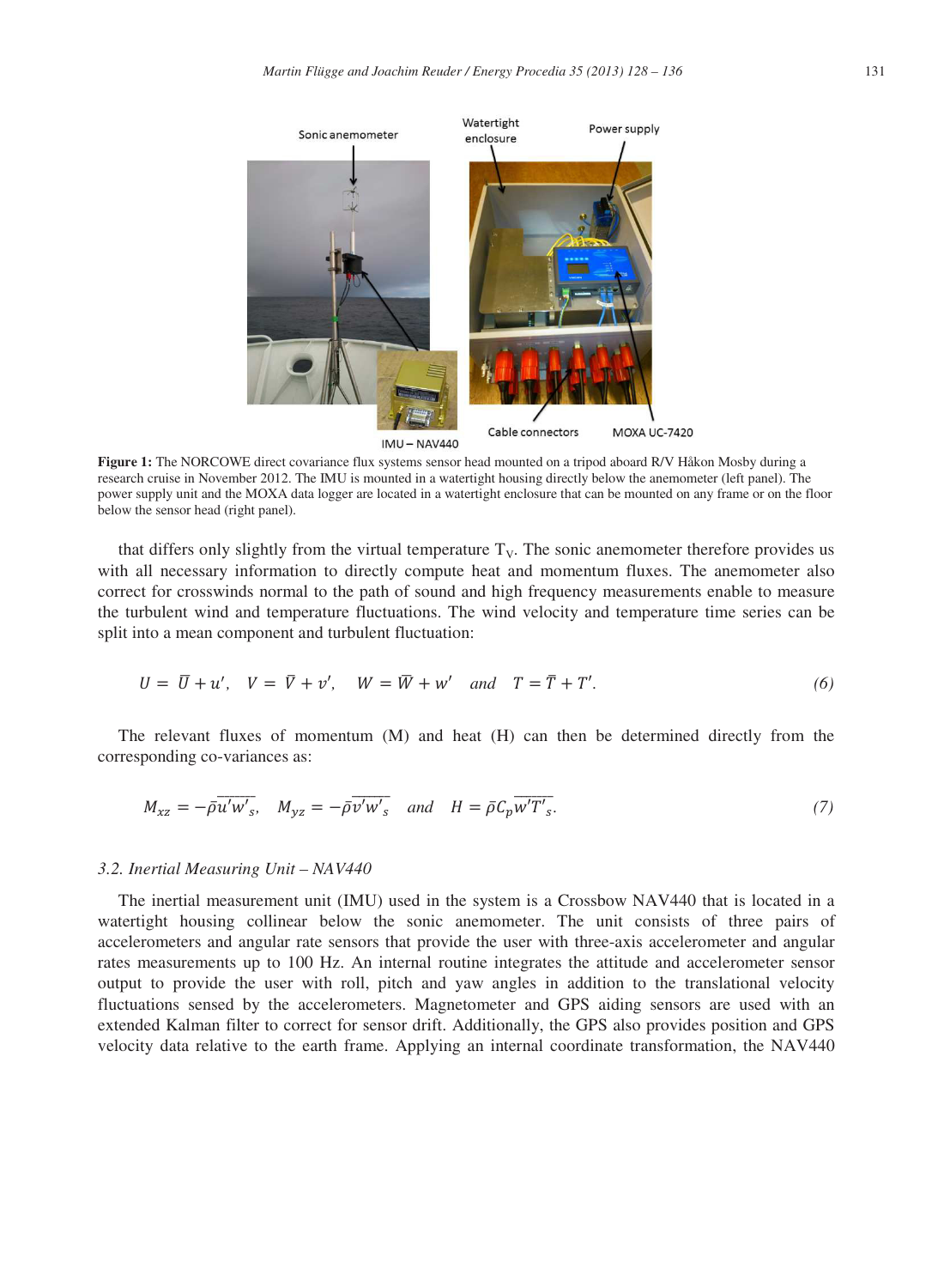**Figure 1:** The NORCOWE direct covariance flux systems sensor head mounted on a tripod aboard R/V Håkon Mosby during a research cruise in November 2012. The IMU is mounted in a watertight housing directly below the anemometer (left panel). The power supply unit and the MOXA data logger are located in a watertight enclosure that can be mounted on any frame or on the floor below the sensor head (right panel).

that differs only slightly from the virtual temperature $T_V$. The sonic anemometer therefore provides us with all necessary information to directly compute heat and momentum fluxes. The anemometer also correct for crosswinds normal to the path of sound and high frequency measurements enable to measure the turbulent wind and temperature fluctuations. The wind velocity and temperature time series can be split into a mean component and turbulent fluctuation:

$$U = \bar{U} + u', \quad V = \bar{V} + v', \quad W = \bar{W} + w' \quad and \quad T = \bar{T} + T'. \tag{6}$$

The relevant fluxes of momentum (M) and heat (H) can then be determined directly from the corresponding co-variances as:

$$M_{xz} = -\bar{\rho}\overline{u'w'}_s, \quad M_{yz} = -\bar{\rho}\overline{v'w'}_s \quad and \quad H = \bar{\rho}C_p\overline{w'T'}_s. \tag{7}$$

### 3.2. Inertial Measuring Unit – NAV440

The inertial measurement unit (IMU) used in the system is a Crossbow NAV440 that is located in a watertight housing collinear below the sonic anemometer. The unit consists of three pairs of accelerometers and angular rate sensors that provide the user with three-axis accelerometer and angular rates measurements up to 100 Hz. An internal routine integrates the attitude and accelerometer sensor output to provide the user with roll, pitch and yaw angles in addition to the translational velocity fluctuations sensed by the accelerometers. Magnetometer and GPS aiding sensors are used with an extended Kalman filter to correct for sensor drift. Additionally, the GPS also provides position and GPS velocity data relative to the earth frame. Applying an internal coordinate transformation, the NAV440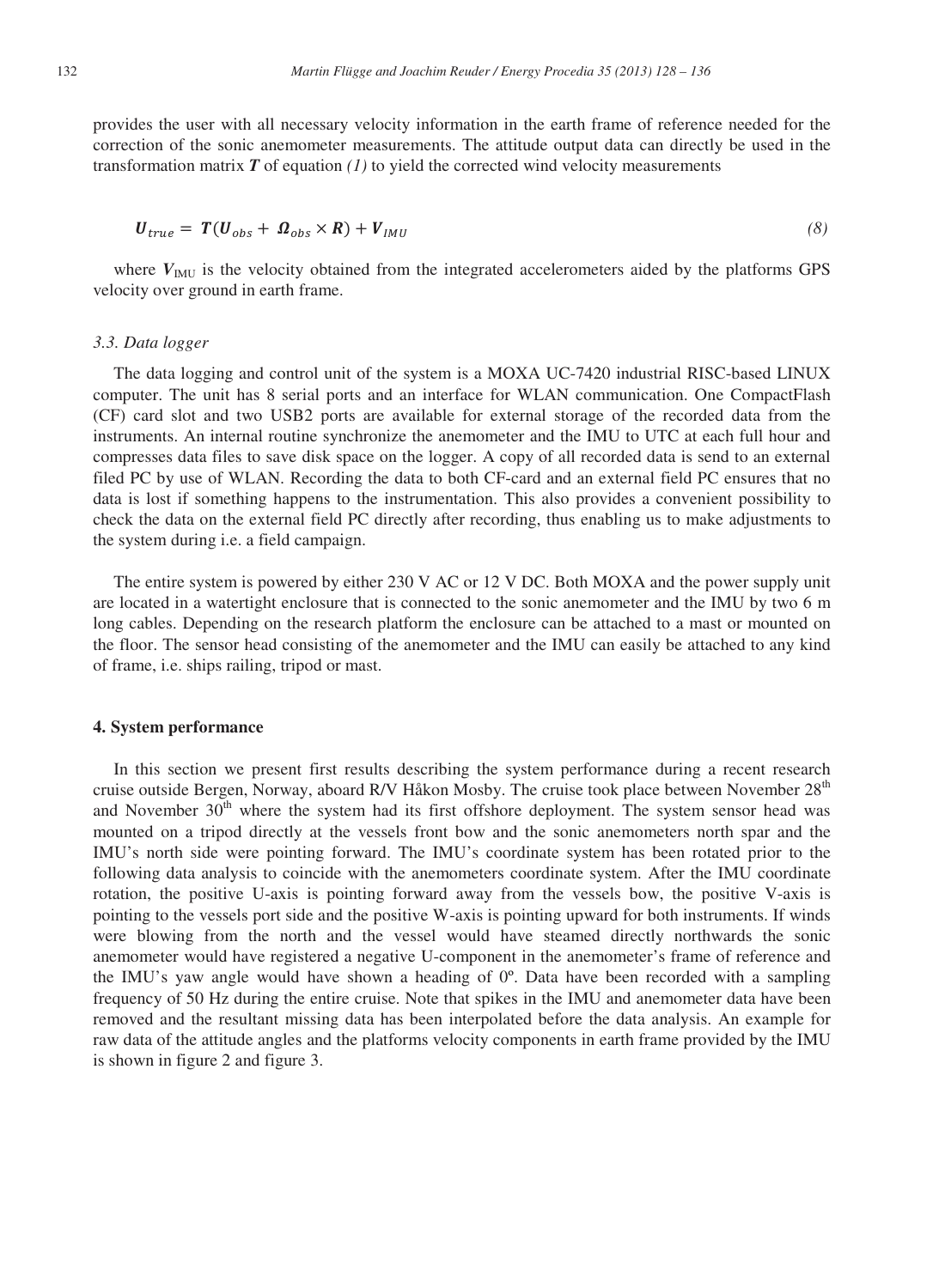provides the user with all necessary velocity information in the earth frame of reference needed for the correction of the sonic anemometer measurements. The attitude output data can directly be used in the transformation matrix $\boldsymbol{T}$ of equation *(1)* to yield the corrected wind velocity measurements

$$\boldsymbol{U}_{true} = \boldsymbol{T}(\boldsymbol{U}_{obs} + \boldsymbol{\Omega}_{obs} \times \boldsymbol{R}) + \boldsymbol{V}_{IMU} \tag{8}$$

where $\boldsymbol{V}_{\text{IMU}}$ is the velocity obtained from the integrated accelerometers aided by the platforms GPS velocity over ground in earth frame.

### *3.3. Data logger*

The data logging and control unit of the system is a MOXA UC-7420 industrial RISC-based LINUX computer. The unit has 8 serial ports and an interface for WLAN communication. One CompactFlash (CF) card slot and two USB2 ports are available for external storage of the recorded data from the instruments. An internal routine synchronize the anemometer and the IMU to UTC at each full hour and compresses data files to save disk space on the logger. A copy of all recorded data is send to an external filed PC by use of WLAN. Recording the data to both CF-card and an external field PC ensures that no data is lost if something happens to the instrumentation. This also provides a convenient possibility to check the data on the external field PC directly after recording, thus enabling us to make adjustments to the system during i.e. a field campaign.

The entire system is powered by either 230 V AC or 12 V DC. Both MOXA and the power supply unit are located in a watertight enclosure that is connected to the sonic anemometer and the IMU by two 6 m long cables. Depending on the research platform the enclosure can be attached to a mast or mounted on the floor. The sensor head consisting of the anemometer and the IMU can easily be attached to any kind of frame, i.e. ships railing, tripod or mast.

## **4. System performance**

In this section we present first results describing the system performance during a recent research cruise outside Bergen, Norway, aboard R/V Håkon Mosby. The cruise took place between November 28$^{\text{th}}$ and November 30$^{\text{th}}$ where the system had its first offshore deployment. The system sensor head was mounted on a tripod directly at the vessels front bow and the sonic anemometers north spar and the IMU's north side were pointing forward. The IMU's coordinate system has been rotated prior to the following data analysis to coincide with the anemometers coordinate system. After the IMU coordinate rotation, the positive U-axis is pointing forward away from the vessels bow, the positive V-axis is pointing to the vessels port side and the positive W-axis is pointing upward for both instruments. If winds were blowing from the north and the vessel would have steamed directly northwards the sonic anemometer would have registered a negative U-component in the anemometer's frame of reference and the IMU's yaw angle would have shown a heading of 0º. Data have been recorded with a sampling frequency of 50 Hz during the entire cruise. Note that spikes in the IMU and anemometer data have been removed and the resultant missing data has been interpolated before the data analysis. An example for raw data of the attitude angles and the platforms velocity components in earth frame provided by the IMU is shown in figure 2 and figure 3.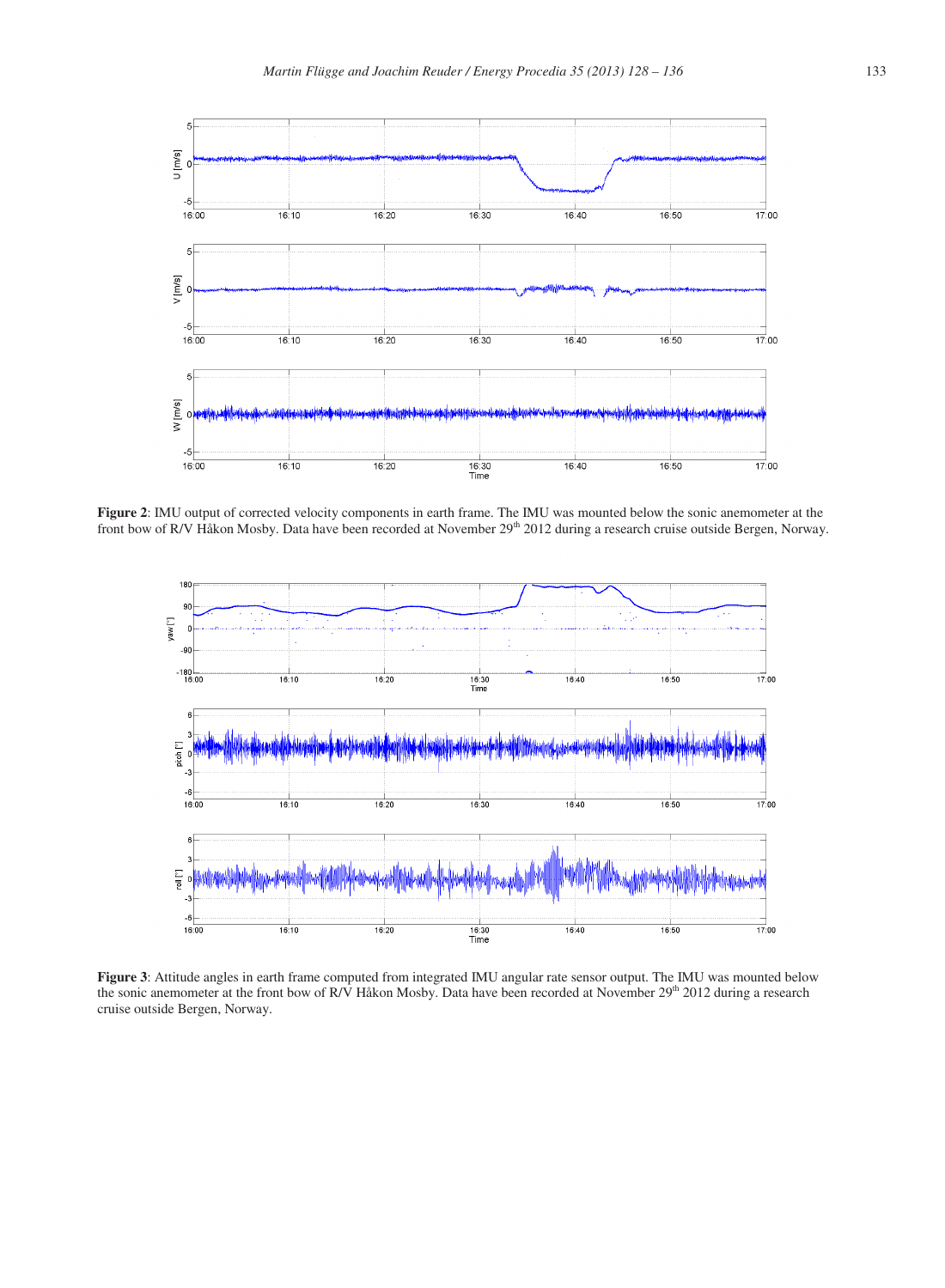**Figure 2**: IMU output of corrected velocity components in earth frame. The IMU was mounted below the sonic anemometer at the front bow of R/V Håkon Mosby. Data have been recorded at November 29[th] 2012 during a research cruise outside Bergen, Norway.

**Figure 3**: Attitude angles in earth frame computed from integrated IMU angular rate sensor output. The IMU was mounted below the sonic anemometer at the front bow of R/V Håkon Mosby. Data have been recorded at November 29[th] 2012 during a research cruise outside Bergen, Norway.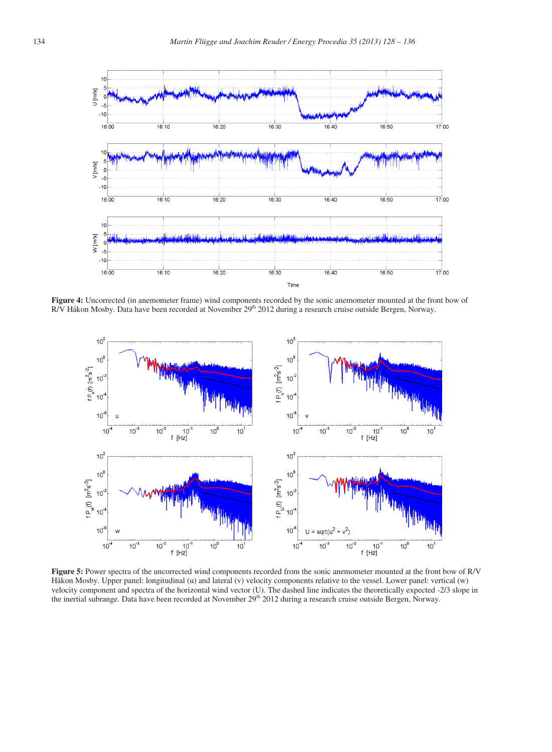**Figure 4:** Uncorrected (in anemometer frame) wind components recorded by the sonic anemometer mounted at the front bow of R/V Håkon Mosby. Data have been recorded at November 29th 2012 during a research cruise outside Bergen, Norway.

**Figure 5:** Power spectra of the uncorrected wind components recorded from the sonic anemometer mounted at the front bow of R/V Håkon Mosby. Upper panel: longitudinal (u) and lateral (v) velocity components relative to the vessel. Lower panel: vertical (w) velocity component and spectra of the horizontal wind vector (U). The dashed line indicates the theoretically expected -2/3 slope in the inertial subrange. Data have been recorded at November 29th 2012 during a research cruise outside Bergen, Norway.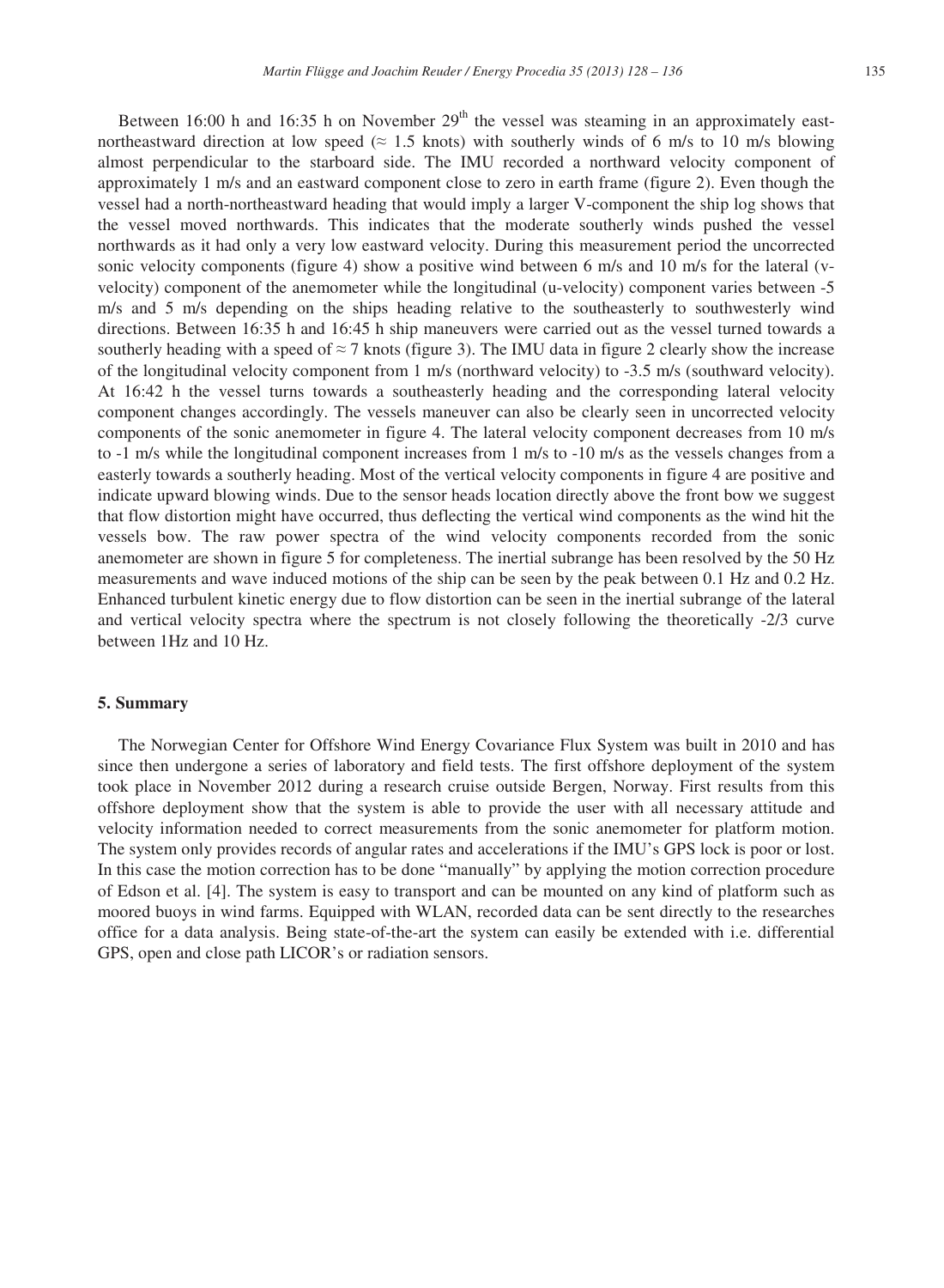Between 16:00 h and 16:35 h on November 29$^{th}$ the vessel was steaming in an approximately east-northeastward direction at low speed (≈ 1.5 knots) with southerly winds of 6 m/s to 10 m/s blowing almost perpendicular to the starboard side. The IMU recorded a northward velocity component of approximately 1 m/s and an eastward component close to zero in earth frame (figure 2). Even though the vessel had a north-northeastward heading that would imply a larger V-component the ship log shows that the vessel moved northwards. This indicates that the moderate southerly winds pushed the vessel northwards as it had only a very low eastward velocity. During this measurement period the uncorrected sonic velocity components (figure 4) show a positive wind between 6 m/s and 10 m/s for the lateral (v-velocity) component of the anemometer while the longitudinal (u-velocity) component varies between -5 m/s and 5 m/s depending on the ships heading relative to the southeasterly to southwesterly wind directions. Between 16:35 h and 16:45 h ship maneuvers were carried out as the vessel turned towards a southerly heading with a speed of ≈ 7 knots (figure 3). The IMU data in figure 2 clearly show the increase of the longitudinal velocity component from 1 m/s (northward velocity) to -3.5 m/s (southward velocity). At 16:42 h the vessel turns towards a southeasterly heading and the corresponding lateral velocity component changes accordingly. The vessels maneuver can also be clearly seen in uncorrected velocity components of the sonic anemometer in figure 4. The lateral velocity component decreases from 10 m/s to -1 m/s while the longitudinal component increases from 1 m/s to -10 m/s as the vessels changes from a easterly towards a southerly heading. Most of the vertical velocity components in figure 4 are positive and indicate upward blowing winds. Due to the sensor heads location directly above the front bow we suggest that flow distortion might have occurred, thus deflecting the vertical wind components as the wind hit the vessels bow. The raw power spectra of the wind velocity components recorded from the sonic anemometer are shown in figure 5 for completeness. The inertial subrange has been resolved by the 50 Hz measurements and wave induced motions of the ship can be seen by the peak between 0.1 Hz and 0.2 Hz. Enhanced turbulent kinetic energy due to flow distortion can be seen in the inertial subrange of the lateral and vertical velocity spectra where the spectrum is not closely following the theoretically -2/3 curve between 1Hz and 10 Hz.

## 5. Summary

The Norwegian Center for Offshore Wind Energy Covariance Flux System was built in 2010 and has since then undergone a series of laboratory and field tests. The first offshore deployment of the system took place in November 2012 during a research cruise outside Bergen, Norway. First results from this offshore deployment show that the system is able to provide the user with all necessary attitude and velocity information needed to correct measurements from the sonic anemometer for platform motion. The system only provides records of angular rates and accelerations if the IMU's GPS lock is poor or lost. In this case the motion correction has to be done "manually" by applying the motion correction procedure of Edson et al. [4]. The system is easy to transport and can be mounted on any kind of platform such as moored buoys in wind farms. Equipped with WLAN, recorded data can be sent directly to the researches office for a data analysis. Being state-of-the-art the system can easily be extended with i.e. differential GPS, open and close path LICOR's or radiation sensors.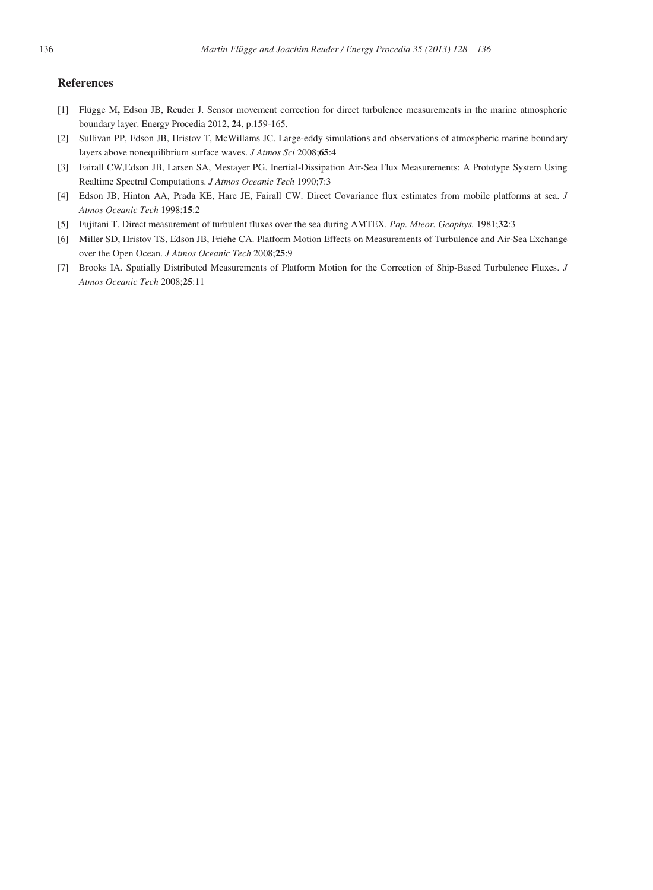## References

[1] Flügge M**,** Edson JB, Reuder J. Sensor movement correction for direct turbulence measurements in the marine atmospheric boundary layer. Energy Procedia 2012, **24**, p.159-165.

[2] Sullivan PP, Edson JB, Hristov T, McWillams JC. Large-eddy simulations and observations of atmospheric marine boundary layers above nonequilibrium surface waves. *J Atmos Sci* 2008;**65**:4

[3] Fairall CW,Edson JB, Larsen SA, Mestayer PG. Inertial-Dissipation Air-Sea Flux Measurements: A Prototype System Using Realtime Spectral Computations. *J Atmos Oceanic Tech* 1990;**7**:3

[4] Edson JB, Hinton AA, Prada KE, Hare JE, Fairall CW. Direct Covariance flux estimates from mobile platforms at sea. *J Atmos Oceanic Tech* 1998;**15**:2

[5] Fujitani T. Direct measurement of turbulent fluxes over the sea during AMTEX. *Pap. Mteor. Geophys.* 1981;**32**:3

[6] Miller SD, Hristov TS, Edson JB, Friehe CA. Platform Motion Effects on Measurements of Turbulence and Air-Sea Exchange over the Open Ocean. *J Atmos Oceanic Tech* 2008;**25**:9

[7] Brooks IA. Spatially Distributed Measurements of Platform Motion for the Correction of Ship-Based Turbulence Fluxes. *J Atmos Oceanic Tech* 2008;**25**:11